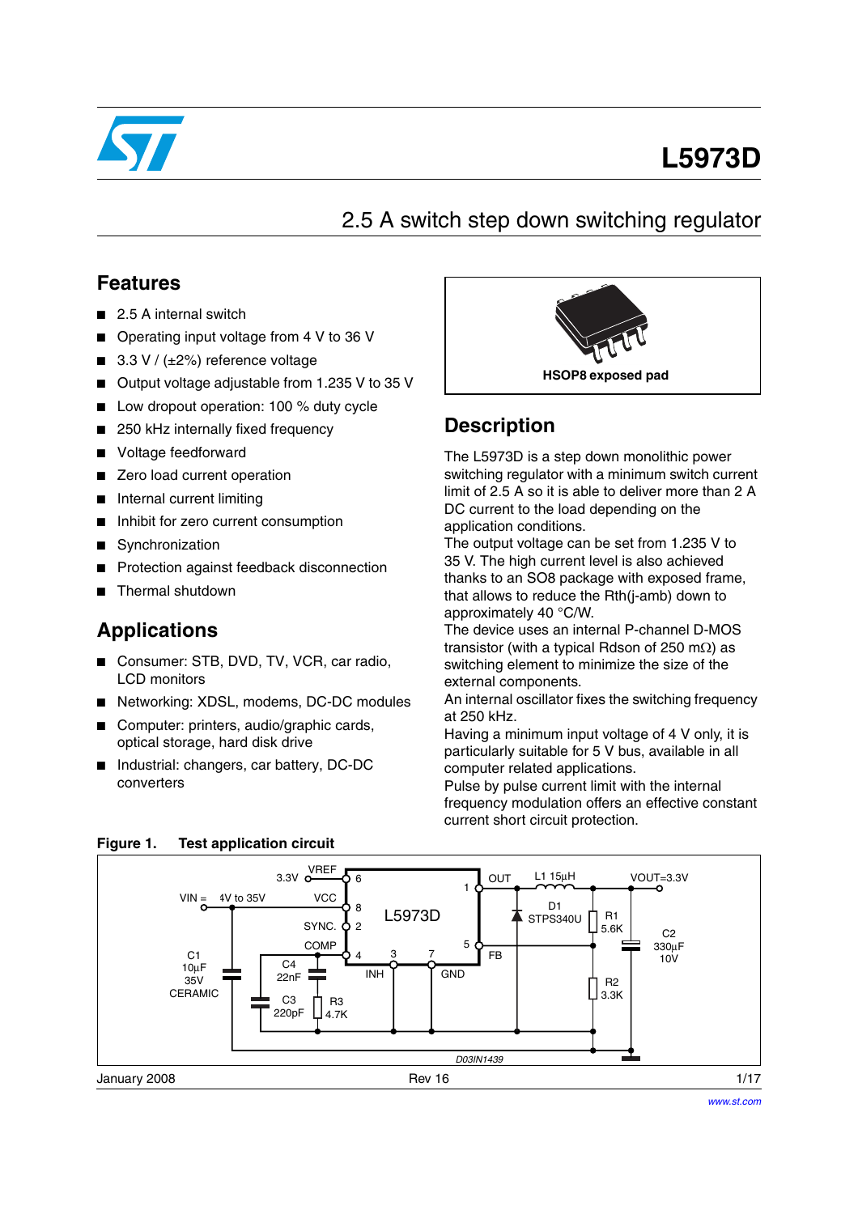# L5973D

## 2.5 A switch step down switching regulator

## Features

- 2.5 A internal switch
- Operating input voltage from 4 V to 36 V
- 3.3 V / (±2%) reference voltage
- Output voltage adjustable from 1.235 V to 35 V
- Low dropout operation: 100 % duty cycle
- 250 kHz internally fixed frequency
- Voltage feedforward
- Zero load current operation
- Internal current limiting
- Inhibit for zero current consumption
- Synchronization
- Protection against feedback disconnection
- Thermal shutdown

## Applications

- Consumer: STB, DVD, TV, VCR, car radio, LCD monitors
- Networking: XDSL, modems, DC-DC modules
- Computer: printers, audio/graphic cards, optical storage, hard disk drive
- Industrial: changers, car battery, DC-DC converters

**HSOP8 exposed pad**

## Description

The L5973D is a step down monolithic power switching regulator with a minimum switch current limit of 2.5 A so it is able to deliver more than 2 A DC current to the load depending on the application conditions.
The output voltage can be set from 1.235 V to 35 V. The high current level is also achieved thanks to an SO8 package with exposed frame, that allows to reduce the Rth(j-amb) down to approximately 40 °C/W.
The device uses an internal P-channel D-MOS transistor (with a typical Rdson of 250 mΩ) as switching element to minimize the size of the external components.
An internal oscillator fixes the switching frequency at 250 kHz.
Having a minimum input voltage of 4 V only, it is particularly suitable for 5 V bus, available in all computer related applications.
Pulse by pulse current limit with the internal frequency modulation offers an effective constant current short circuit protection.

**Figure 1. Test application circuit**

VIN = 4V to 35V, VREF 3.3V (pin 6), VCC (pin 8), SYNC. (pin 2), COMP (pin 4), INH (pin 3), GND (pin 7), OUT (pin 1), FB (pin 5), L5973D, C1 10µF 35V CERAMIC, C4 22nF, C3 220pF, R3 4.7K, L1 15µH, D1 STPS340U, R1 5.6K, R2 3.3K, C2 330µF 10V, VOUT=3.3V

D03IN1439

January 2008 Rev 16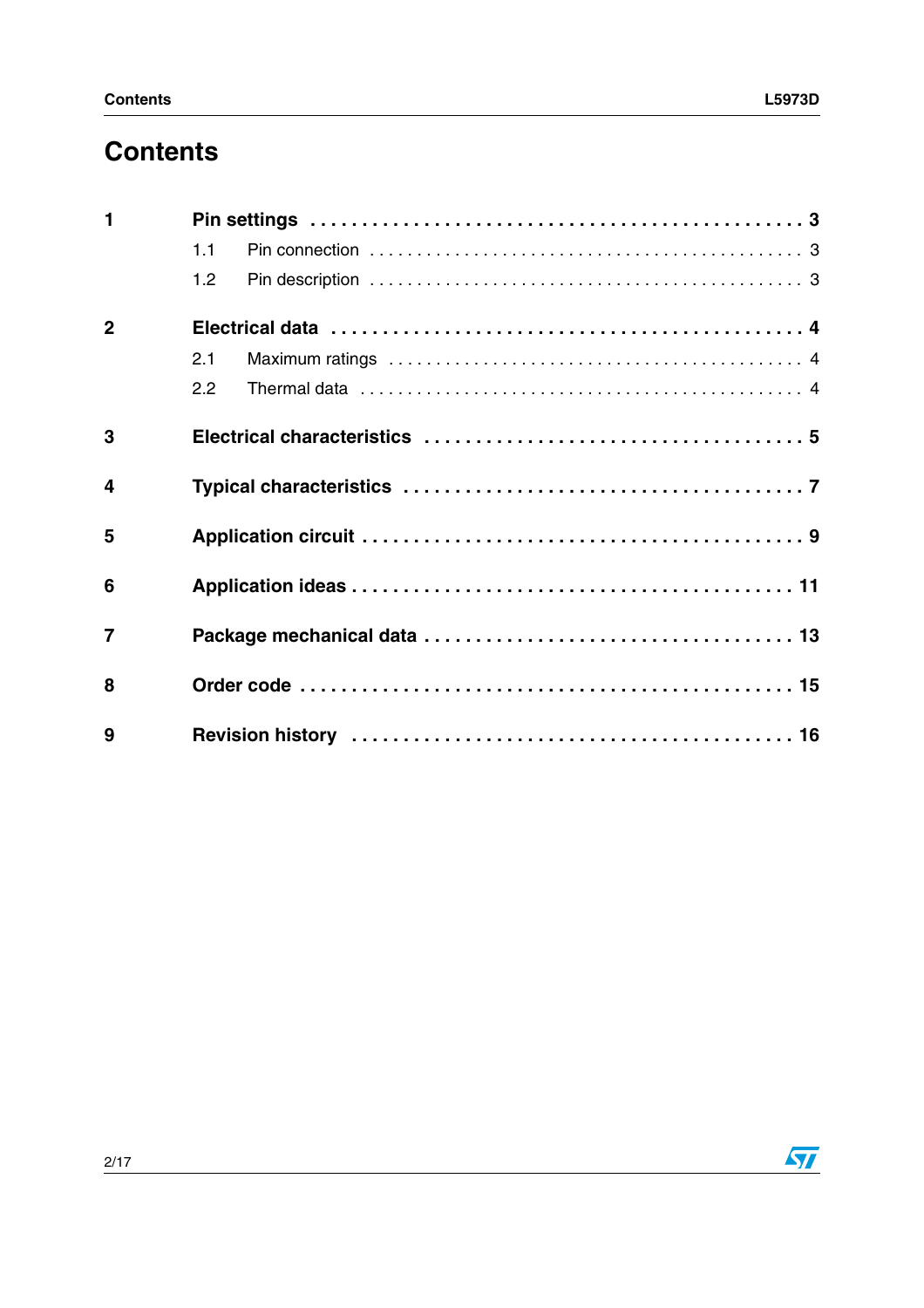# Contents

| | | |
|---|---|---|
| **1** | **Pin settings** | **3** |
| | 1.1 Pin connection | 3 |
| | 1.2 Pin description | 3 |
| **2** | **Electrical data** | **4** |
| | 2.1 Maximum ratings | 4 |
| | 2.2 Thermal data | 4 |
| **3** | **Electrical characteristics** | **5** |
| **4** | **Typical characteristics** | **7** |
| **5** | **Application circuit** | **9** |
| **6** | **Application ideas** | **11** |
| **7** | **Package mechanical data** | **13** |
| **8** | **Order code** | **15** |
| **9** | **Revision history** | **16** |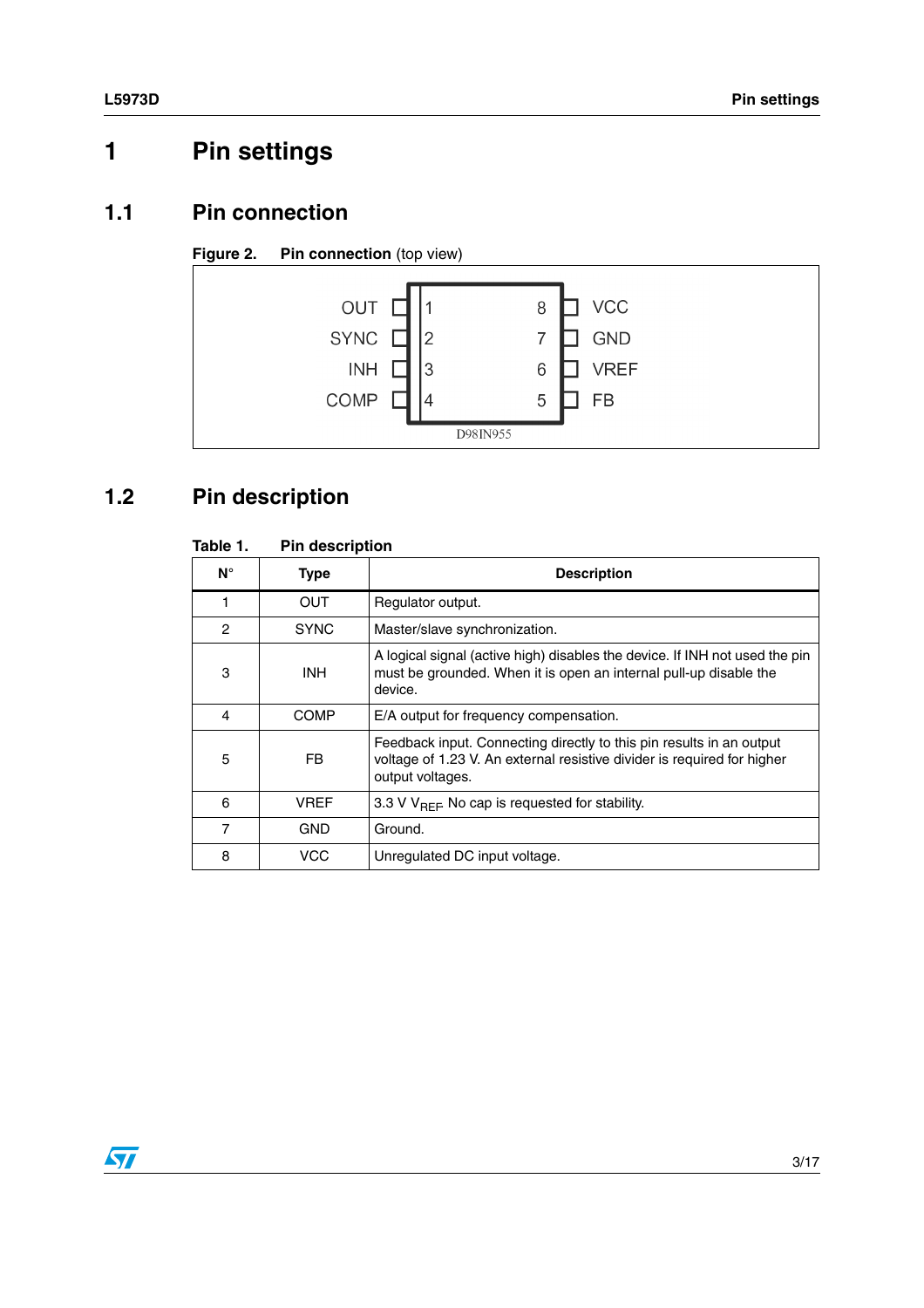# 1 Pin settings

## 1.1 Pin connection

**Figure 2. Pin connection** (top view)

| Pin | Name | | Pin | Name |
|---|---|---|---|---|
| 1 | OUT | | 8 | VCC |
| 2 | SYNC | | 7 | GND |
| 3 | INH | | 6 | VREF |
| 4 | COMP | | 5 | FB |

D98IN955

## 1.2 Pin description

**Table 1. Pin description**

| N° | Type | Description |
|---|---|---|
| 1 | OUT | Regulator output. |
| 2 | SYNC | Master/slave synchronization. |
| 3 | INH | A logical signal (active high) disables the device. If INH not used the pin must be grounded. When it is open an internal pull-up disable the device. |
| 4 | COMP | E/A output for frequency compensation. |
| 5 | FB | Feedback input. Connecting directly to this pin results in an output voltage of 1.23 V. An external resistive divider is required for higher output voltages. |
| 6 | VREF | 3.3 V $V_{REF}$. No cap is requested for stability. |
| 7 | GND | Ground. |
| 8 | VCC | Unregulated DC input voltage. |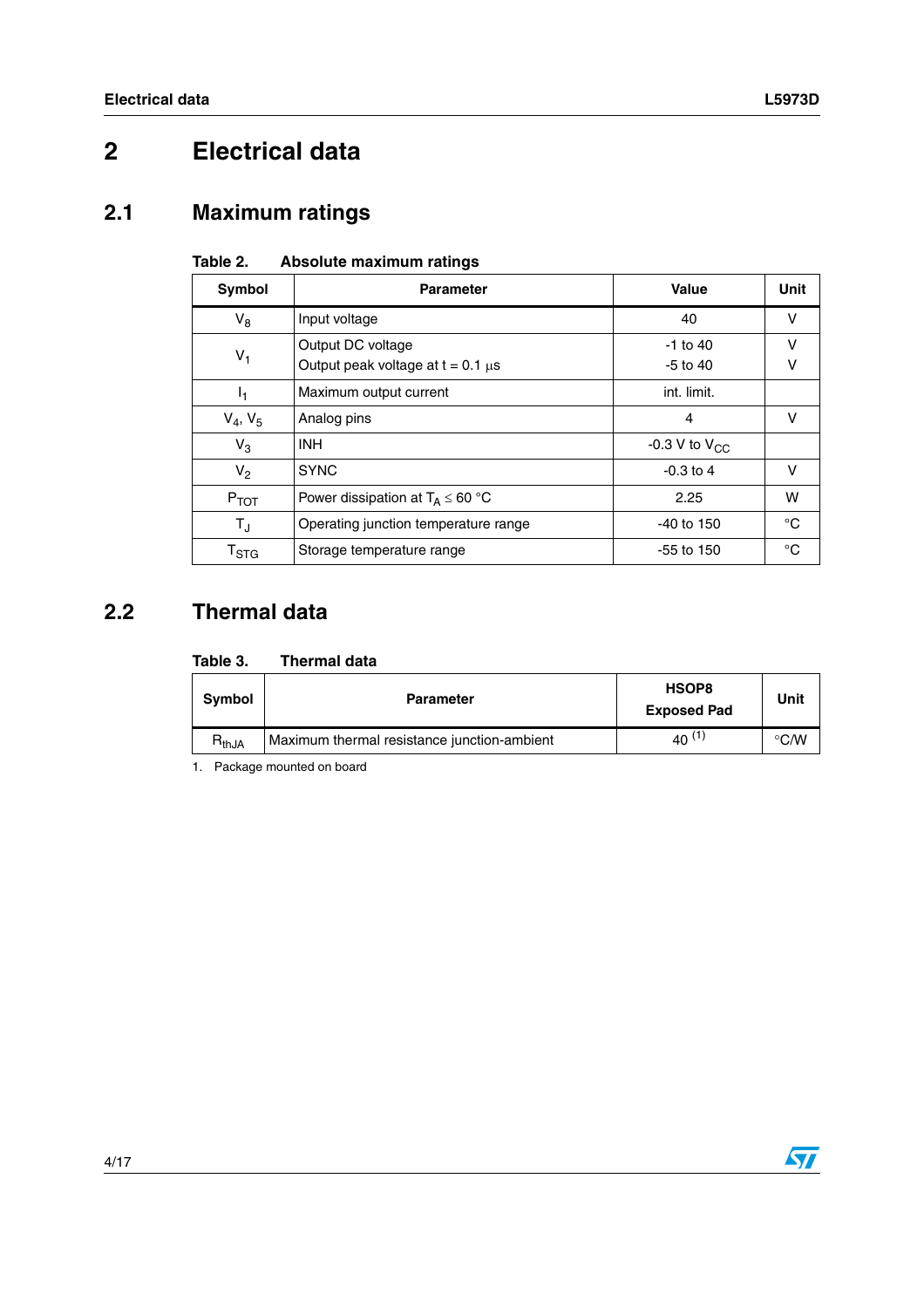# 2 Electrical data

## 2.1 Maximum ratings

**Table 2. Absolute maximum ratings**

| Symbol | Parameter | Value | Unit |
|---|---|---|---|
| $V_8$ | Input voltage | 40 | V |
| $V_1$ | Output DC voltage<br>Output peak voltage at t = 0.1 µs | -1 to 40<br>-5 to 40 | V<br>V |
| $I_1$ | Maximum output current | int. limit. | |
| $V_4$, $V_5$ | Analog pins | 4 | V |
| $V_3$ | INH | -0.3 V to $V_{CC}$ | |
| $V_2$ | SYNC | -0.3 to 4 | V |
| $P_{TOT}$ | Power dissipation at $T_A \leq 60$ °C | 2.25 | W |
| $T_J$ | Operating junction temperature range | -40 to 150 | °C |
| $T_{STG}$ | Storage temperature range | -55 to 150 | °C |

## 2.2 Thermal data

**Table 3. Thermal data**

| Symbol | Parameter | HSOP8 Exposed Pad | Unit |
|---|---|---|---|
| $R_{thJA}$ | Maximum thermal resistance junction-ambient | 40 [1] | °C/W |

1. Package mounted on board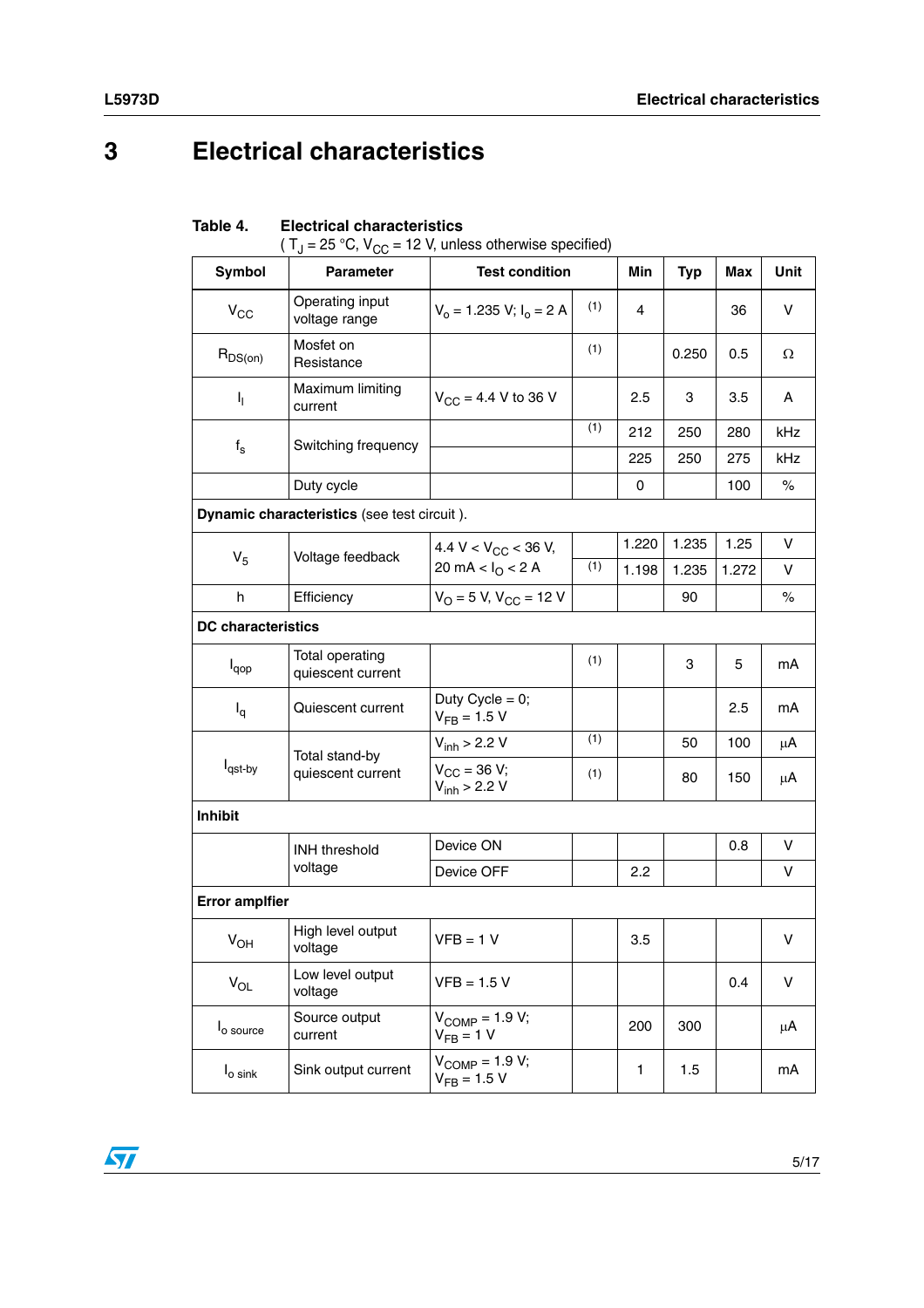# 3 Electrical characteristics

**Table 4. Electrical characteristics**
( $T_J$ = 25 °C, $V_{CC}$ = 12 V, unless otherwise specified)

| Symbol | Parameter | Test condition | | Min | Typ | Max | Unit |
|---|---|---|---|---|---|---|---|
| $V_{CC}$ | Operating input voltage range | $V_o$ = 1.235 V; $I_o$ = 2 A | (1) | 4 | | 36 | V |
| $R_{DS(on)}$ | Mosfet on Resistance | | (1) | | 0.250 | 0.5 | Ω |
| $I_l$ | Maximum limiting current | $V_{CC}$ = 4.4 V to 36 V | | 2.5 | 3 | 3.5 | A |
| $f_s$ | Switching frequency | | (1) | 212 | 250 | 280 | kHz |
| | | | | 225 | 250 | 275 | kHz |
| | Duty cycle | | | 0 | | 100 | % |
| **Dynamic characteristics** (see test circuit ). | | | | | | | |
| $V_5$ | Voltage feedback | 4.4 V < $V_{CC}$ < 36 V, 20 mA < $I_O$ < 2 A | | 1.220 | 1.235 | 1.25 | V |
| | | | (1) | 1.198 | 1.235 | 1.272 | V |
| h | Efficiency | $V_O$ = 5 V, $V_{CC}$ = 12 V | | | 90 | | % |
| **DC characteristics** | | | | | | | |
| $I_{qop}$ | Total operating quiescent current | | (1) | | 3 | 5 | mA |
| $I_q$ | Quiescent current | Duty Cycle = 0; $V_{FB}$ = 1.5 V | | | | 2.5 | mA |
| $I_{qst\text{-}by}$ | Total stand-by quiescent current | $V_{inh}$ > 2.2 V | (1) | | 50 | 100 | µA |
| | | $V_{CC}$ = 36 V; $V_{inh}$ > 2.2 V | (1) | | 80 | 150 | µA |
| **Inhibit** | | | | | | | |
| | INH threshold voltage | Device ON | | | | 0.8 | V |
| | | Device OFF | | 2.2 | | | V |
| **Error amplfier** | | | | | | | |
| $V_{OH}$ | High level output voltage | VFB = 1 V | | 3.5 | | | V |
| $V_{OL}$ | Low level output voltage | VFB = 1.5 V | | | | 0.4 | V |
| $I_{o\ source}$ | Source output current | $V_{COMP}$ = 1.9 V; $V_{FB}$ = 1 V | | 200 | 300 | | µA |
| $I_{o\ sink}$ | Sink output current | $V_{COMP}$ = 1.9 V; $V_{FB}$ = 1.5 V | | 1 | 1.5 | | mA |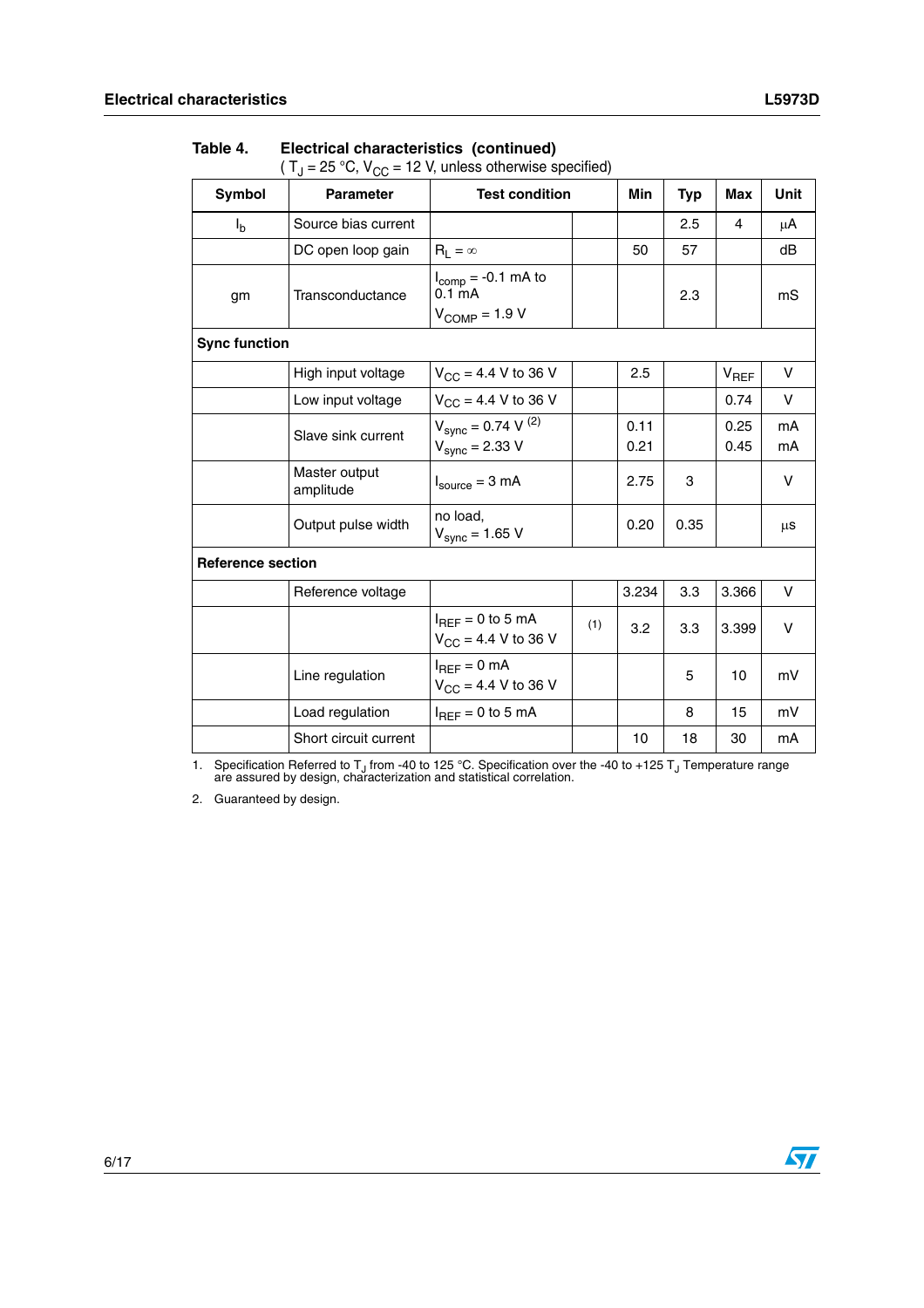**Table 4. Electrical characteristics (continued)**
( $T_J$ = 25 °C, $V_{CC}$ = 12 V, unless otherwise specified)

| Symbol | Parameter | Test condition | | Min | Typ | Max | Unit |
|---|---|---|---|---|---|---|---|
| $I_b$ | Source bias current | | | | 2.5 | 4 | µA |
| | DC open loop gain | $R_L = \infty$ | | 50 | 57 | | dB |
| gm | Transconductance | $I_{comp}$ = -0.1 mA to 0.1 mA<br>$V_{COMP}$ = 1.9 V | | | 2.3 | | mS |
| **Sync function** | | | | | | | |
| | High input voltage | $V_{CC}$ = 4.4 V to 36 V | | 2.5 | | $V_{REF}$ | V |
| | Low input voltage | $V_{CC}$ = 4.4 V to 36 V | | | | 0.74 | V |
| | Slave sink current | $V_{sync}$ = 0.74 V [2]<br>$V_{sync}$ = 2.33 V | | 0.11<br>0.21 | | 0.25<br>0.45 | mA<br>mA |
| | Master output amplitude | $I_{source}$ = 3 mA | | 2.75 | 3 | | V |
| | Output pulse width | no load,<br>$V_{sync}$ = 1.65 V | | 0.20 | 0.35 | | µs |
| **Reference section** | | | | | | | |
| | Reference voltage | | | 3.234 | 3.3 | 3.366 | V |
| | | $I_{REF}$ = 0 to 5 mA<br>$V_{CC}$ = 4.4 V to 36 V | (1) | 3.2 | 3.3 | 3.399 | V |
| | Line regulation | $I_{REF}$ = 0 mA<br>$V_{CC}$ = 4.4 V to 36 V | | | 5 | 10 | mV |
| | Load regulation | $I_{REF}$ = 0 to 5 mA | | | 8 | 15 | mV |
| | Short circuit current | | | 10 | 18 | 30 | mA |

1. Specification Referred to $T_J$ from -40 to 125 °C. Specification over the -40 to +125 $T_J$ Temperature range are assured by design, characterization and statistical correlation.
2. Guaranteed by design.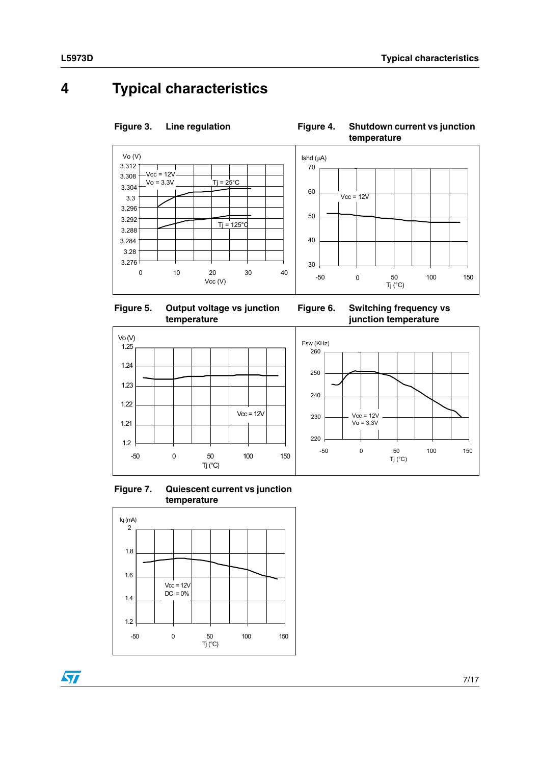# 4 Typical characteristics

**Figure 3. Line regulation**

**Figure 4. Shutdown current vs junction temperature**

**Figure 5. Output voltage vs junction temperature**

**Figure 6. Switching frequency vs junction temperature**

**Figure 7. Quiescent current vs junction temperature**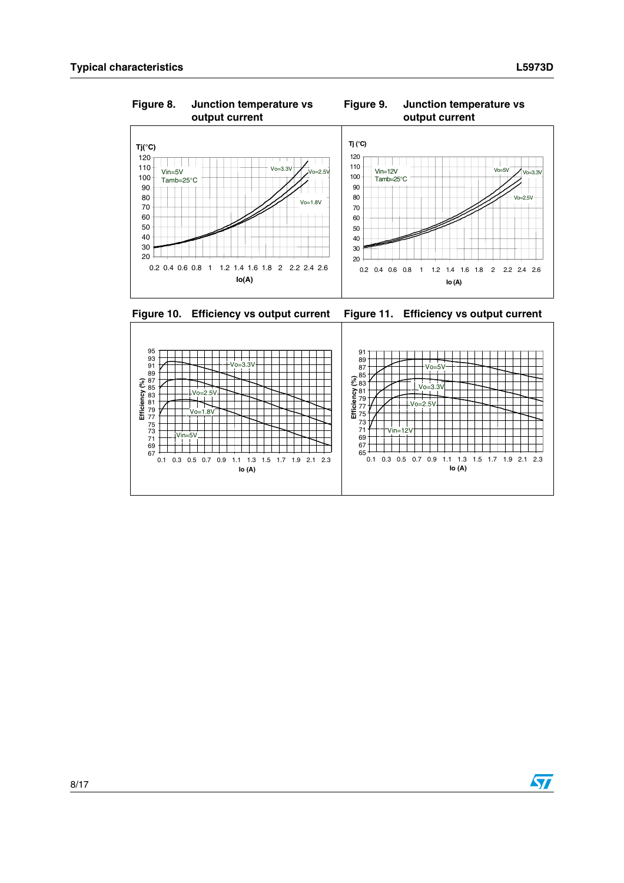## Typical characteristics

**Figure 8. Junction temperature vs output current**

**Figure 9. Junction temperature vs output current**

**Figure 10. Efficiency vs output current**

**Figure 11. Efficiency vs output current**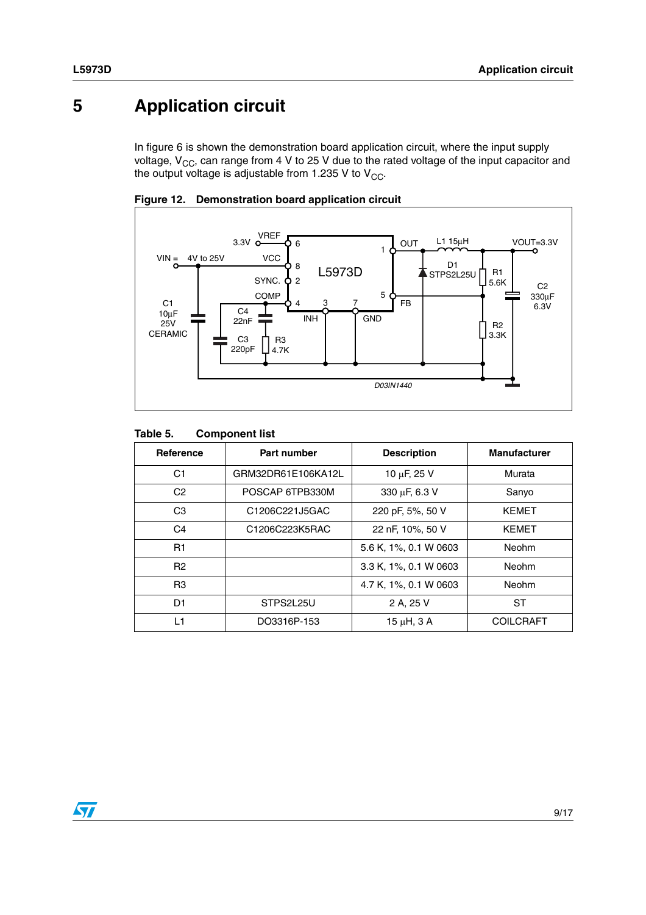# 5 Application circuit

In figure 6 is shown the demonstration board application circuit, where the input supply voltage, $V_{CC}$, can range from 4 V to 25 V due to the rated voltage of the input capacitor and the output voltage is adjustable from 1.235 V to $V_{CC}$.

**Figure 12. Demonstration board application circuit**

**Table 5. Component list**

| Reference | Part number | Description | Manufacturer |
|---|---|---|---|
| C1 | GRM32DR61E106KA12L | 10 µF, 25 V | Murata |
| C2 | POSCAP 6TPB330M | 330 µF, 6.3 V | Sanyo |
| C3 | C1206C221J5GAC | 220 pF, 5%, 50 V | KEMET |
| C4 | C1206C223K5RAC | 22 nF, 10%, 50 V | KEMET |
| R1 | | 5.6 K, 1%, 0.1 W 0603 | Neohm |
| R2 | | 3.3 K, 1%, 0.1 W 0603 | Neohm |
| R3 | | 4.7 K, 1%, 0.1 W 0603 | Neohm |
| D1 | STPS2L25U | 2 A, 25 V | ST |
| L1 | DO3316P-153 | 15 µH, 3 A | COILCRAFT |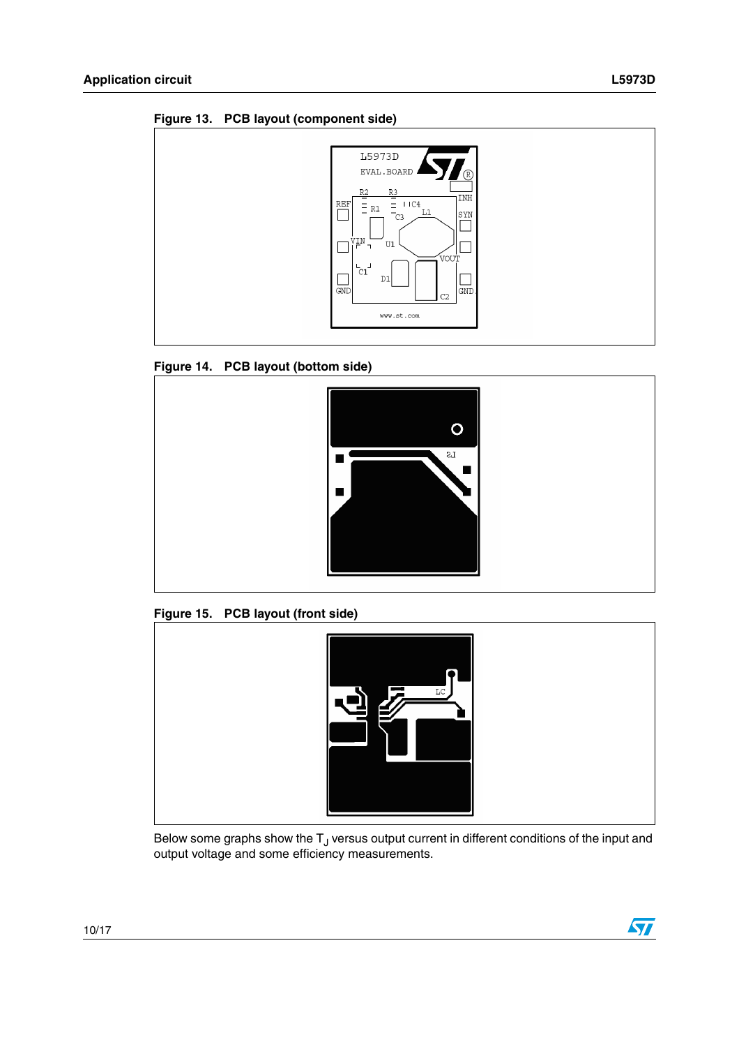Figure 13. PCB layout (component side)

Figure 14. PCB layout (bottom side)

Figure 15. PCB layout (front side)

Below some graphs show the $T_J$ versus output current in different conditions of the input and output voltage and some efficiency measurements.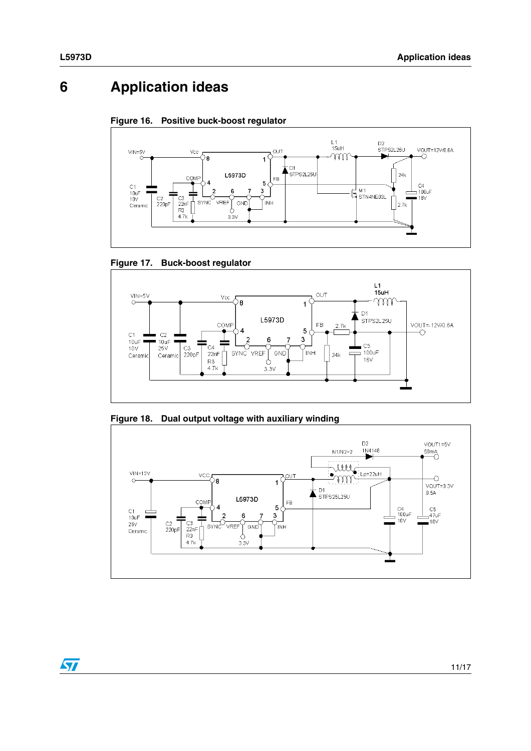# 6 Application ideas

**Figure 16. Positive buck-boost regulator**

**Figure 17. Buck-boost regulator**

**Figure 18. Dual output voltage with auxiliary winding**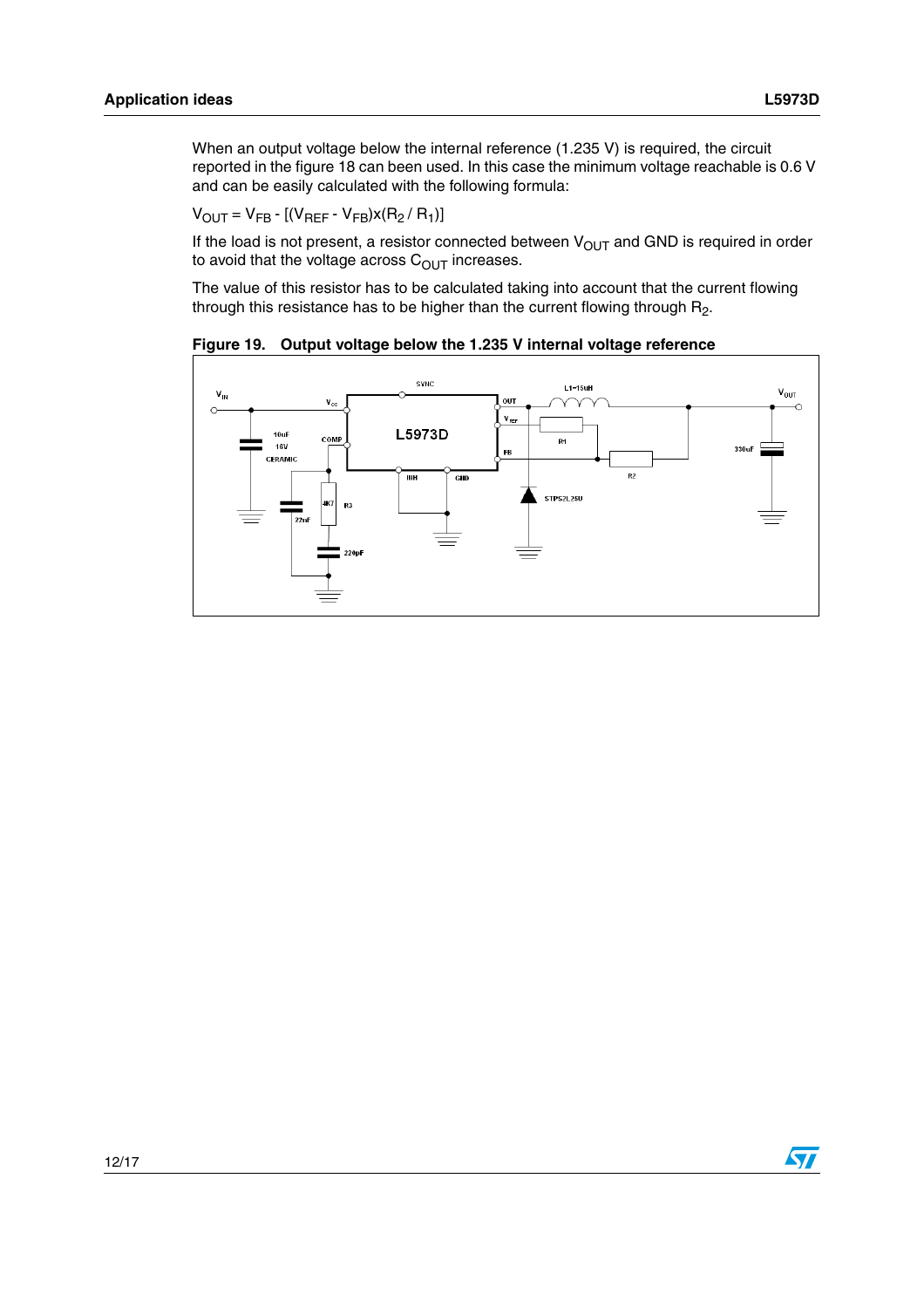When an output voltage below the internal reference (1.235 V) is required, the circuit reported in the figure 18 can been used. In this case the minimum voltage reachable is 0.6 V and can be easily calculated with the following formula:

$V_{OUT} = V_{FB} - [(V_{REF} - V_{FB})x(R_2 / R_1)]$

If the load is not present, a resistor connected between $V_{OUT}$ and GND is required in order to avoid that the voltage across $C_{OUT}$ increases.

The value of this resistor has to be calculated taking into account that the current flowing through this resistance has to be higher than the current flowing through $R_2$.

**Figure 19. Output voltage below the 1.235 V internal voltage reference**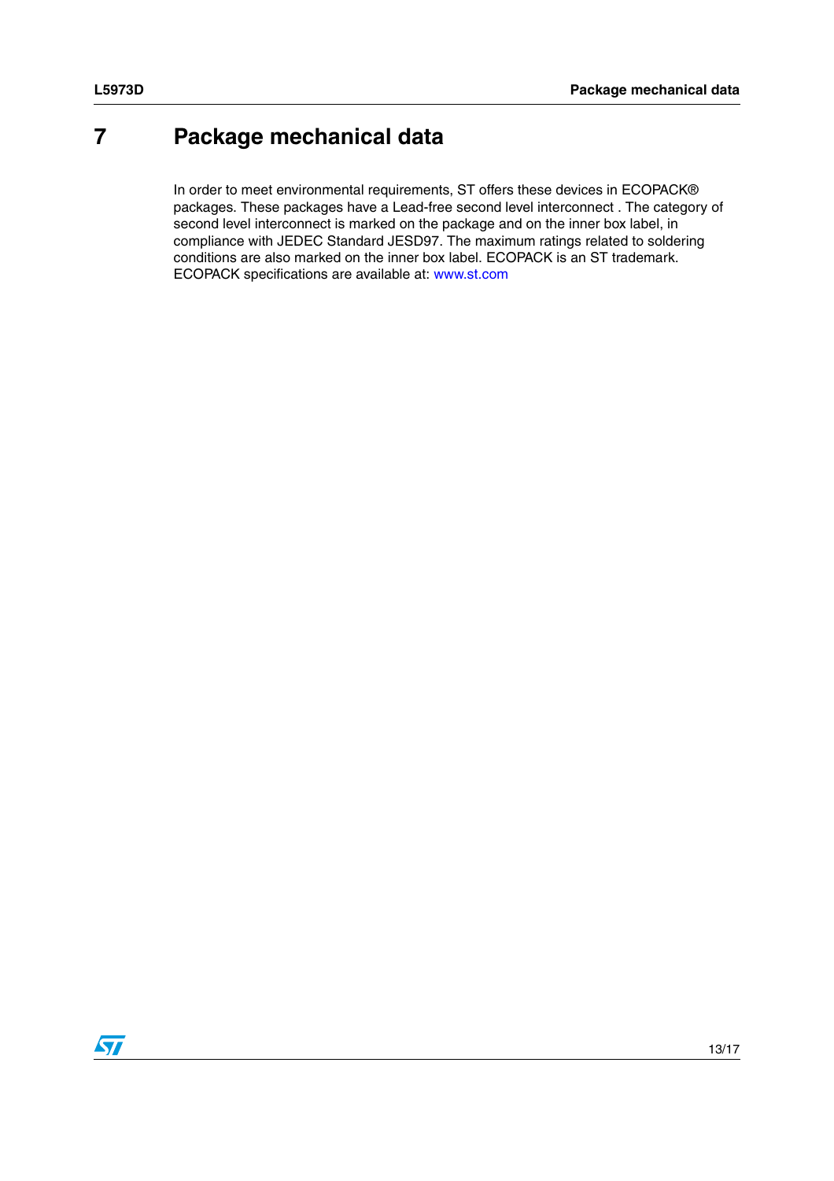# 7 Package mechanical data

In order to meet environmental requirements, ST offers these devices in ECOPACK® packages. These packages have a Lead-free second level interconnect . The category of second level interconnect is marked on the package and on the inner box label, in compliance with JEDEC Standard JESD97. The maximum ratings related to soldering conditions are also marked on the inner box label. ECOPACK is an ST trademark. ECOPACK specifications are available at: www.st.com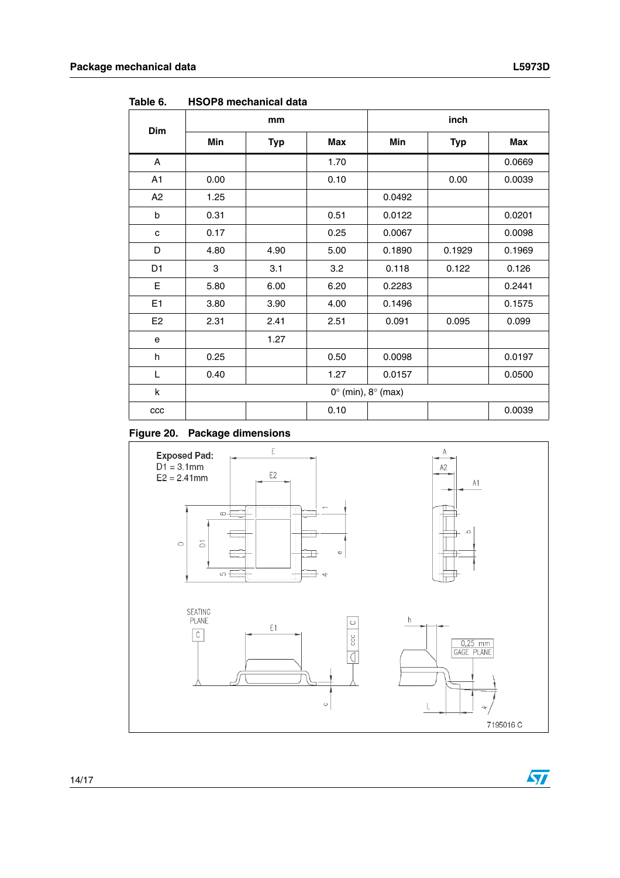Table 6. HSOP8 mechanical data

| Dim | mm | | | inch | | |
|---|---|---|---|---|---|---|
| | Min | Typ | Max | Min | Typ | Max |
| A | | | 1.70 | | | 0.0669 |
| A1 | 0.00 | | 0.10 | | 0.00 | 0.0039 |
| A2 | 1.25 | | | 0.0492 | | |
| b | 0.31 | | 0.51 | 0.0122 | | 0.0201 |
| c | 0.17 | | 0.25 | 0.0067 | | 0.0098 |
| D | 4.80 | 4.90 | 5.00 | 0.1890 | 0.1929 | 0.1969 |
| D1 | 3 | 3.1 | 3.2 | 0.118 | 0.122 | 0.126 |
| E | 5.80 | 6.00 | 6.20 | 0.2283 | | 0.2441 |
| E1 | 3.80 | 3.90 | 4.00 | 0.1496 | | 0.1575 |
| E2 | 2.31 | 2.41 | 2.51 | 0.091 | 0.095 | 0.099 |
| e | | 1.27 | | | | |
| h | 0.25 | | 0.50 | 0.0098 | | 0.0197 |
| L | 0.40 | | 1.27 | 0.0157 | | 0.0500 |
| k | 0° (min), 8° (max) | | | | | |
| ccc | | | 0.10 | | | 0.0039 |

Figure 20. Package dimensions

Exposed Pad:
D1 = 3.1mm
E2 = 2.41mm

7195016 C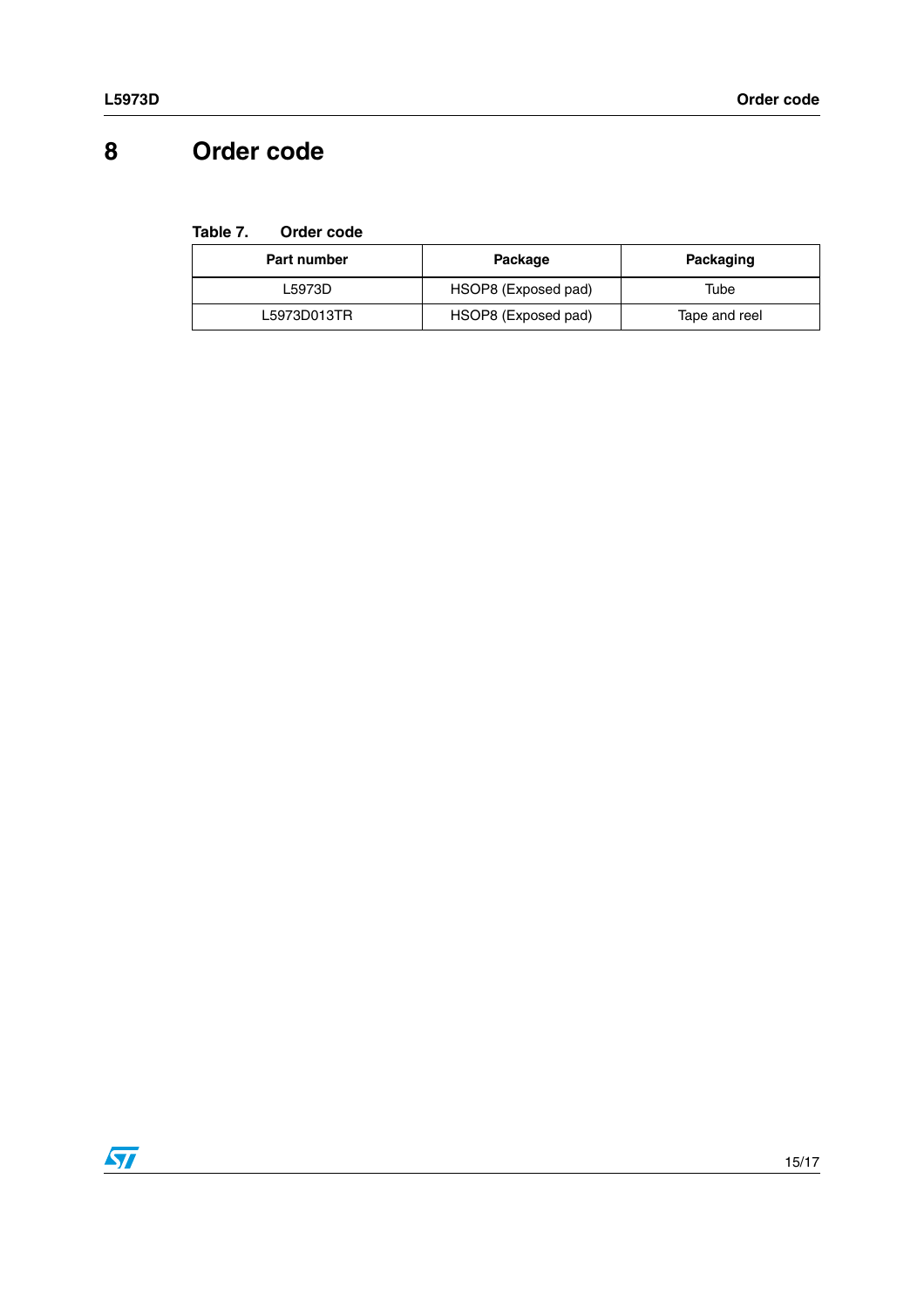# 8 Order code

**Table 7. Order code**

| Part number | Package | Packaging |
|---|---|---|
| L5973D | HSOP8 (Exposed pad) | Tube |
| L5973D013TR | HSOP8 (Exposed pad) | Tape and reel |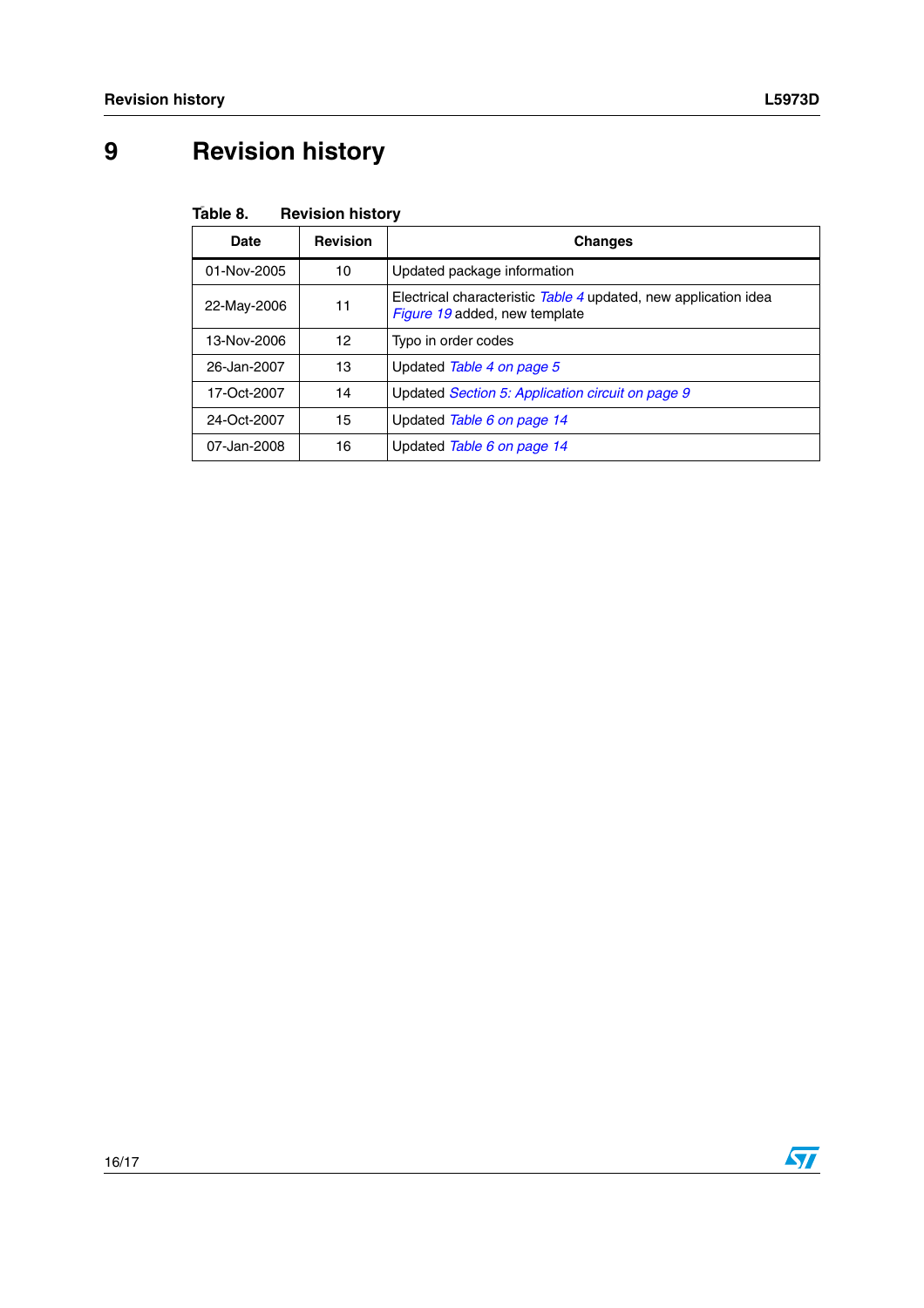# 9 Revision history

Table 8. Revision history

| Date | Revision | Changes |
|---|---|---|
| 01-Nov-2005 | 10 | Updated package information |
| 22-May-2006 | 11 | Electrical characteristic *Table 4* updated, new application idea *Figure 19* added, new template |
| 13-Nov-2006 | 12 | Typo in order codes |
| 26-Jan-2007 | 13 | Updated *Table 4 on page 5* |
| 17-Oct-2007 | 14 | Updated *Section 5: Application circuit on page 9* |
| 24-Oct-2007 | 15 | Updated *Table 6 on page 14* |
| 07-Jan-2008 | 16 | Updated *Table 6 on page 14* |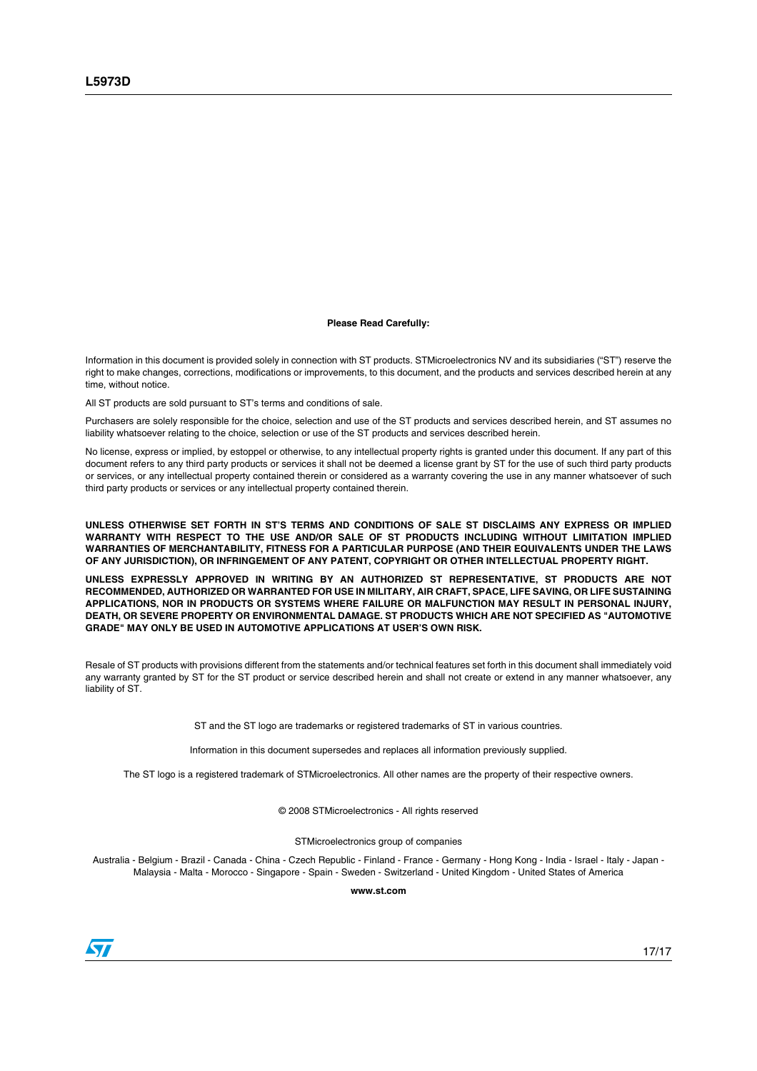**Please Read Carefully:**

Information in this document is provided solely in connection with ST products. STMicroelectronics NV and its subsidiaries ("ST") reserve the right to make changes, corrections, modifications or improvements, to this document, and the products and services described herein at any time, without notice.

All ST products are sold pursuant to ST's terms and conditions of sale.

Purchasers are solely responsible for the choice, selection and use of the ST products and services described herein, and ST assumes no liability whatsoever relating to the choice, selection or use of the ST products and services described herein.

No license, express or implied, by estoppel or otherwise, to any intellectual property rights is granted under this document. If any part of this document refers to any third party products or services it shall not be deemed a license grant by ST for the use of such third party products or services, or any intellectual property contained therein or considered as a warranty covering the use in any manner whatsoever of such third party products or services or any intellectual property contained therein.

**UNLESS OTHERWISE SET FORTH IN ST'S TERMS AND CONDITIONS OF SALE ST DISCLAIMS ANY EXPRESS OR IMPLIED WARRANTY WITH RESPECT TO THE USE AND/OR SALE OF ST PRODUCTS INCLUDING WITHOUT LIMITATION IMPLIED WARRANTIES OF MERCHANTABILITY, FITNESS FOR A PARTICULAR PURPOSE (AND THEIR EQUIVALENTS UNDER THE LAWS OF ANY JURISDICTION), OR INFRINGEMENT OF ANY PATENT, COPYRIGHT OR OTHER INTELLECTUAL PROPERTY RIGHT.**

**UNLESS EXPRESSLY APPROVED IN WRITING BY AN AUTHORIZED ST REPRESENTATIVE, ST PRODUCTS ARE NOT RECOMMENDED, AUTHORIZED OR WARRANTED FOR USE IN MILITARY, AIR CRAFT, SPACE, LIFE SAVING, OR LIFE SUSTAINING APPLICATIONS, NOR IN PRODUCTS OR SYSTEMS WHERE FAILURE OR MALFUNCTION MAY RESULT IN PERSONAL INJURY, DEATH, OR SEVERE PROPERTY OR ENVIRONMENTAL DAMAGE. ST PRODUCTS WHICH ARE NOT SPECIFIED AS "AUTOMOTIVE GRADE" MAY ONLY BE USED IN AUTOMOTIVE APPLICATIONS AT USER'S OWN RISK.**

Resale of ST products with provisions different from the statements and/or technical features set forth in this document shall immediately void any warranty granted by ST for the ST product or service described herein and shall not create or extend in any manner whatsoever, any liability of ST.

ST and the ST logo are trademarks or registered trademarks of ST in various countries.

Information in this document supersedes and replaces all information previously supplied.

The ST logo is a registered trademark of STMicroelectronics. All other names are the property of their respective owners.

© 2008 STMicroelectronics - All rights reserved

STMicroelectronics group of companies

Australia - Belgium - Brazil - Canada - China - Czech Republic - Finland - France - Germany - Hong Kong - India - Israel - Italy - Japan - Malaysia - Malta - Morocco - Singapore - Spain - Sweden - Switzerland - United Kingdom - United States of America

**www.st.com**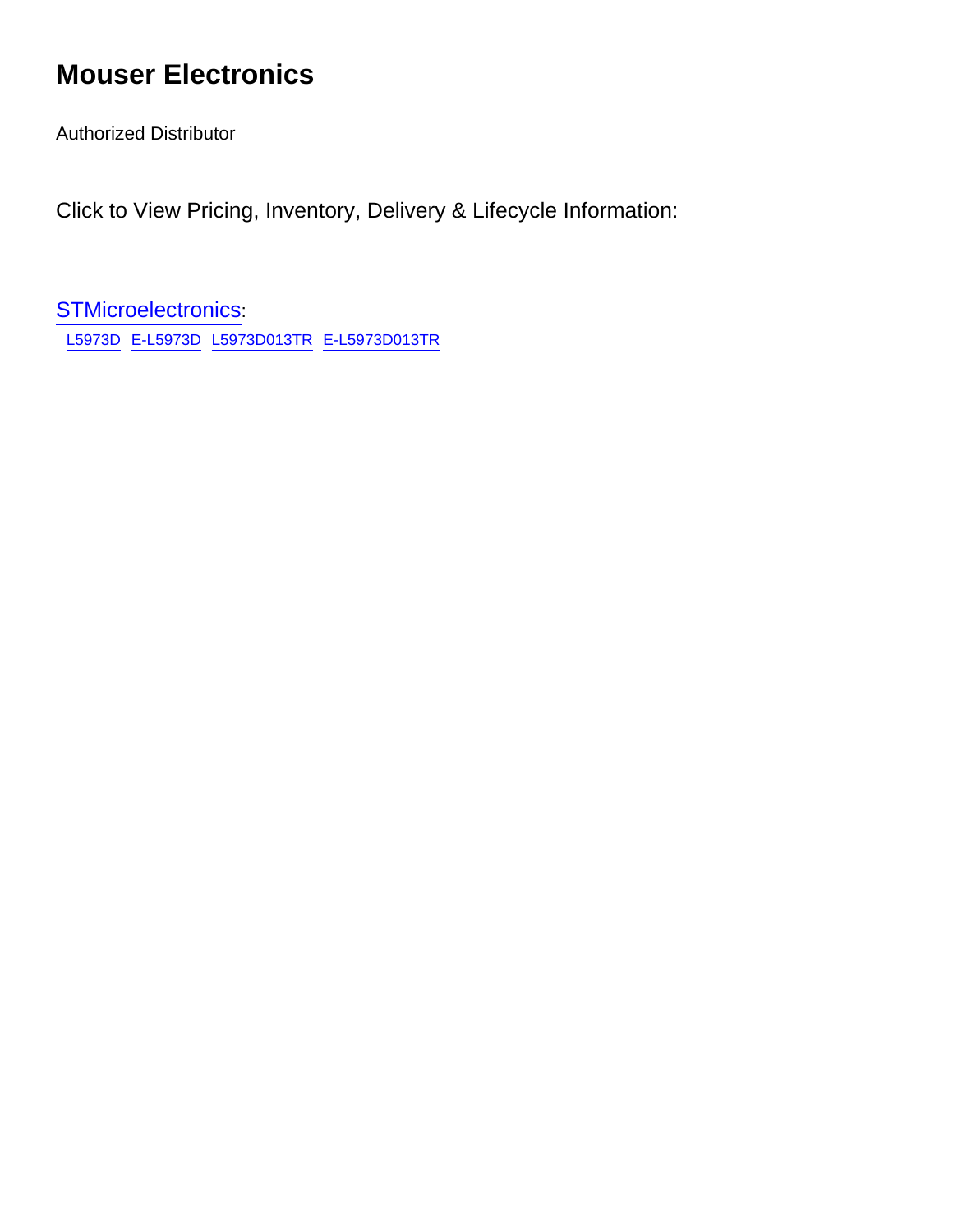# Mouser Electronics

Authorized Distributor

Click to View Pricing, Inventory, Delivery & Lifecycle Information:

STMicroelectronics:

L5973D E-L5973D L5973D013TR E-L5973D013TR